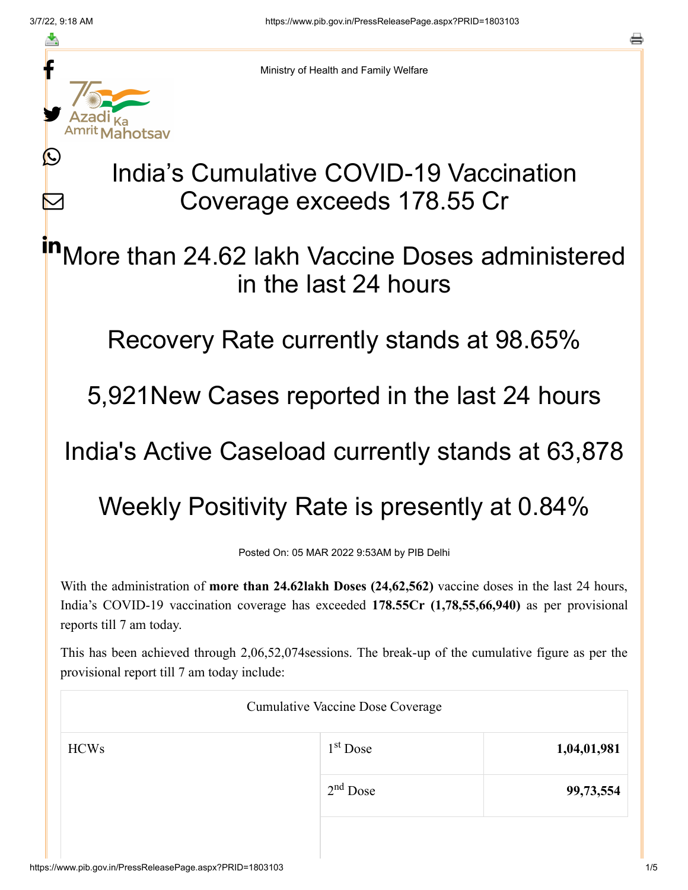Ministry of Health and Family Welfare

# India's Cumulative COVID-19 Vaccination Coverage exceeds 178.55 Cr

## More than 24.62 lakh Vaccine Doses administered in the last 24 hours

## Recovery Rate currently stands at 98.65%

## 5,921New Cases reported in the last 24 hours

## India's Active Caseload currently stands at 63,878

## Weekly Positivity Rate is presently at 0.84%

Posted On: 05 MAR 2022 9:53AM by PIB Delhi

With the administration of **more than 24.62lakh Doses (24,62,562)** vaccine doses in the last 24 hours, India's COVID-19 vaccination coverage has exceeded **178.55Cr (1,78,55,66,940)** as per provisional reports till 7 am today.

This has been achieved through 2,06,52,074sessions. The break-up of the cumulative figure as per the provisional report till 7 am today include:

| Cumulative Vaccine Dose Coverage | | |
|---|---|---|
| HCWs | 1st Dose | **1,04,01,981** |
| | 2nd Dose | **99,73,554** |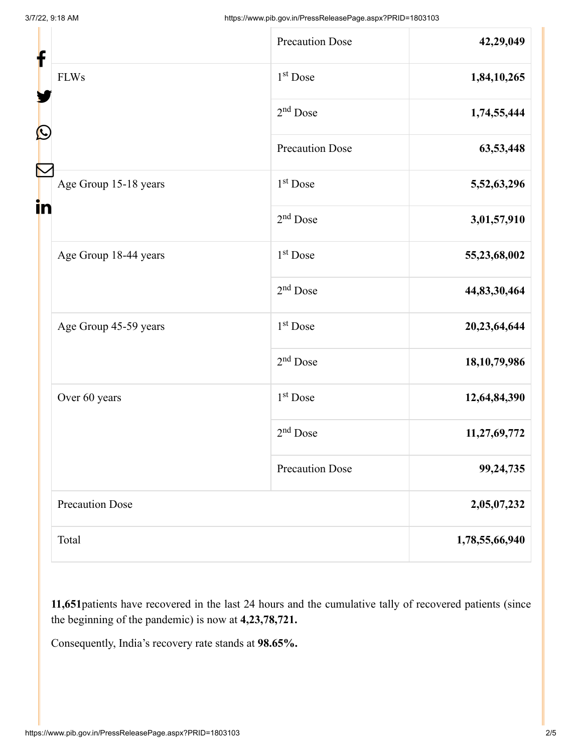| | | |
|---|---|---|
| | Precaution Dose | **42,29,049** |
| FLWs | 1st Dose | **1,84,10,265** |
| | 2nd Dose | **1,74,55,444** |
| | Precaution Dose | **63,53,448** |
| Age Group 15-18 years | 1st Dose | **5,52,63,296** |
| | 2nd Dose | **3,01,57,910** |
| Age Group 18-44 years | 1st Dose | **55,23,68,002** |
| | 2nd Dose | **44,83,30,464** |
| Age Group 45-59 years | 1st Dose | **20,23,64,644** |
| | 2nd Dose | **18,10,79,986** |
| Over 60 years | 1st Dose | **12,64,84,390** |
| | 2nd Dose | **11,27,69,772** |
| | Precaution Dose | **99,24,735** |
| Precaution Dose | | **2,05,07,232** |
| Total | | **1,78,55,66,940** |

**11,651**patients have recovered in the last 24 hours and the cumulative tally of recovered patients (since the beginning of the pandemic) is now at **4,23,78,721.**

Consequently, India's recovery rate stands at **98.65%.**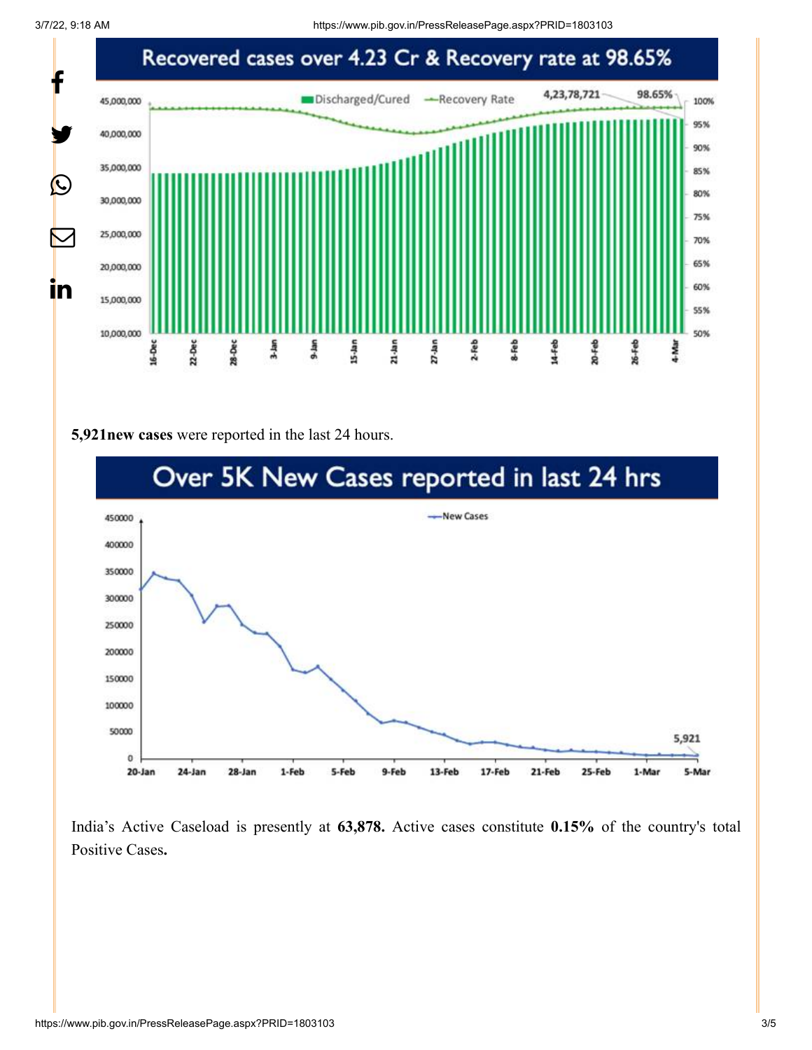Recovered cases over 4.23 Cr & Recovery rate at 98.65%

**5,921new cases** were reported in the last 24 hours.

Over 5K New Cases reported in last 24 hrs

India's Active Caseload is presently at **63,878.** Active cases constitute **0.15%** of the country's total Positive Cases**.**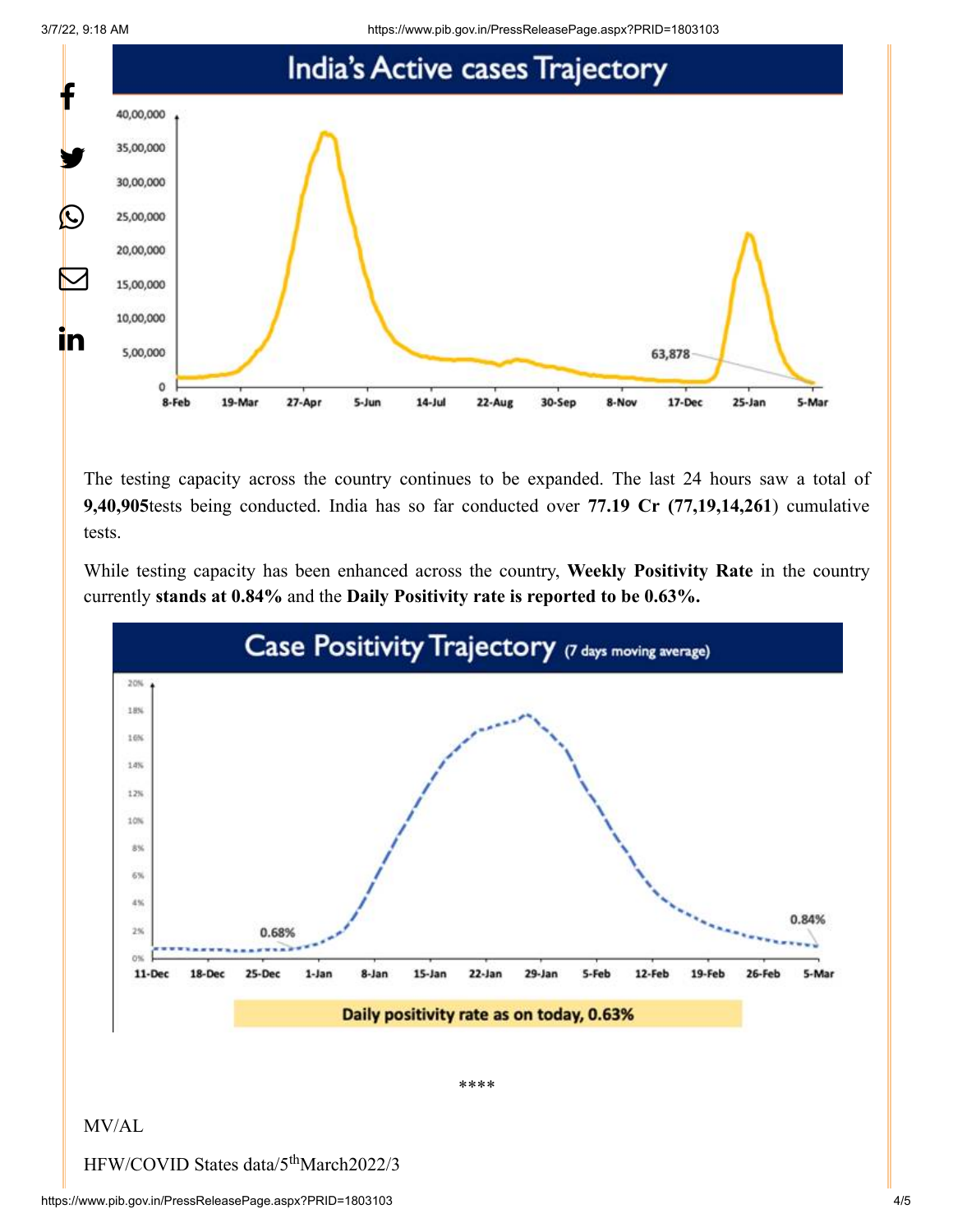## India's Active cases Trajectory

The testing capacity across the country continues to be expanded. The last 24 hours saw a total of **9,40,905**tests being conducted. India has so far conducted over **77.19 Cr (77,19,14,261**) cumulative tests.

While testing capacity has been enhanced across the country, **Weekly Positivity Rate** in the country currently **stands at 0.84%** and the **Daily Positivity rate is reported to be 0.63%.**

## Case Positivity Trajectory (7 days moving average)

Daily positivity rate as on today, 0.63%

****

MV/AL

HFW/COVID States data/5th March2022/3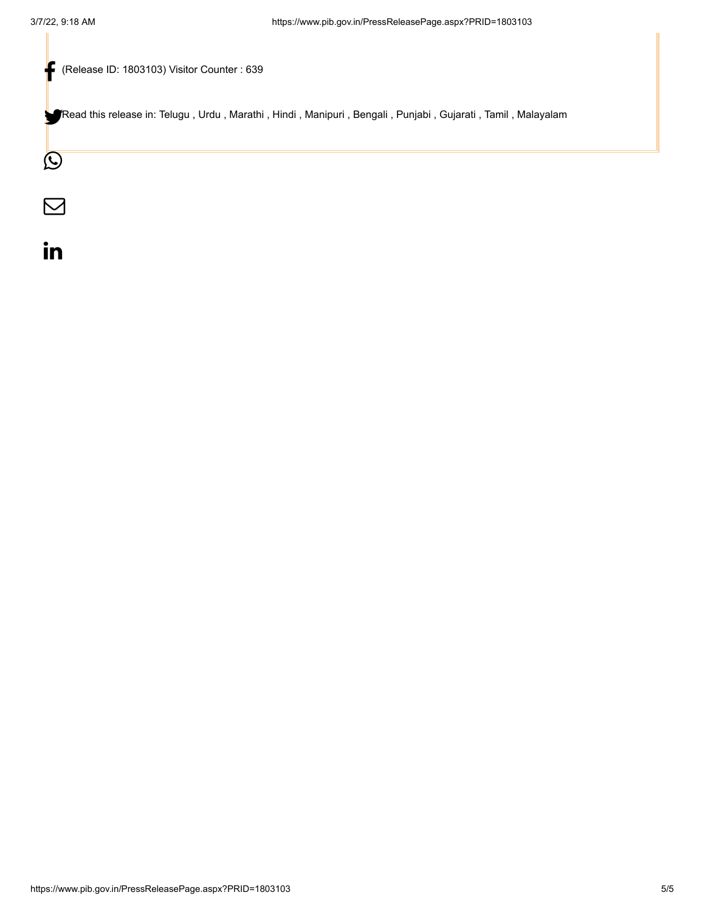(Release ID: 1803103) Visitor Counter : 639

Read this release in: Telugu , Urdu , Marathi , Hindi , Manipuri , Bengali , Punjabi , Gujarati , Tamil , Malayalam